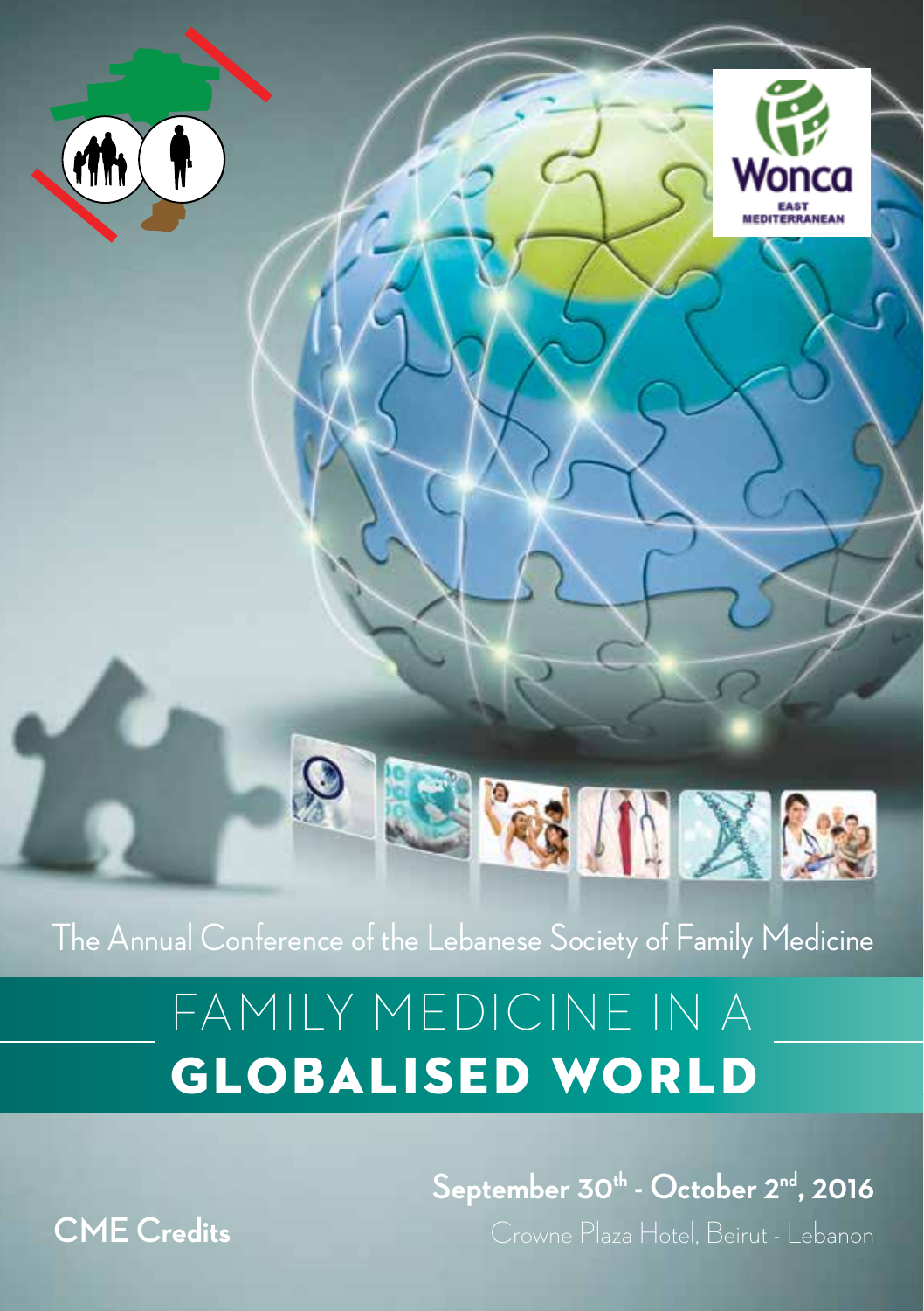Wonca

EAST MEDITERRANEAN

The Annual Conference of the Lebanese Society of Family Medicine

# FAMILY MEDICINE IN A GLOBALISED WORLD

**September 30th - October 2nd, 2016**

Crowne Plaza Hotel, Beirut - Lebanon

**CME Credits**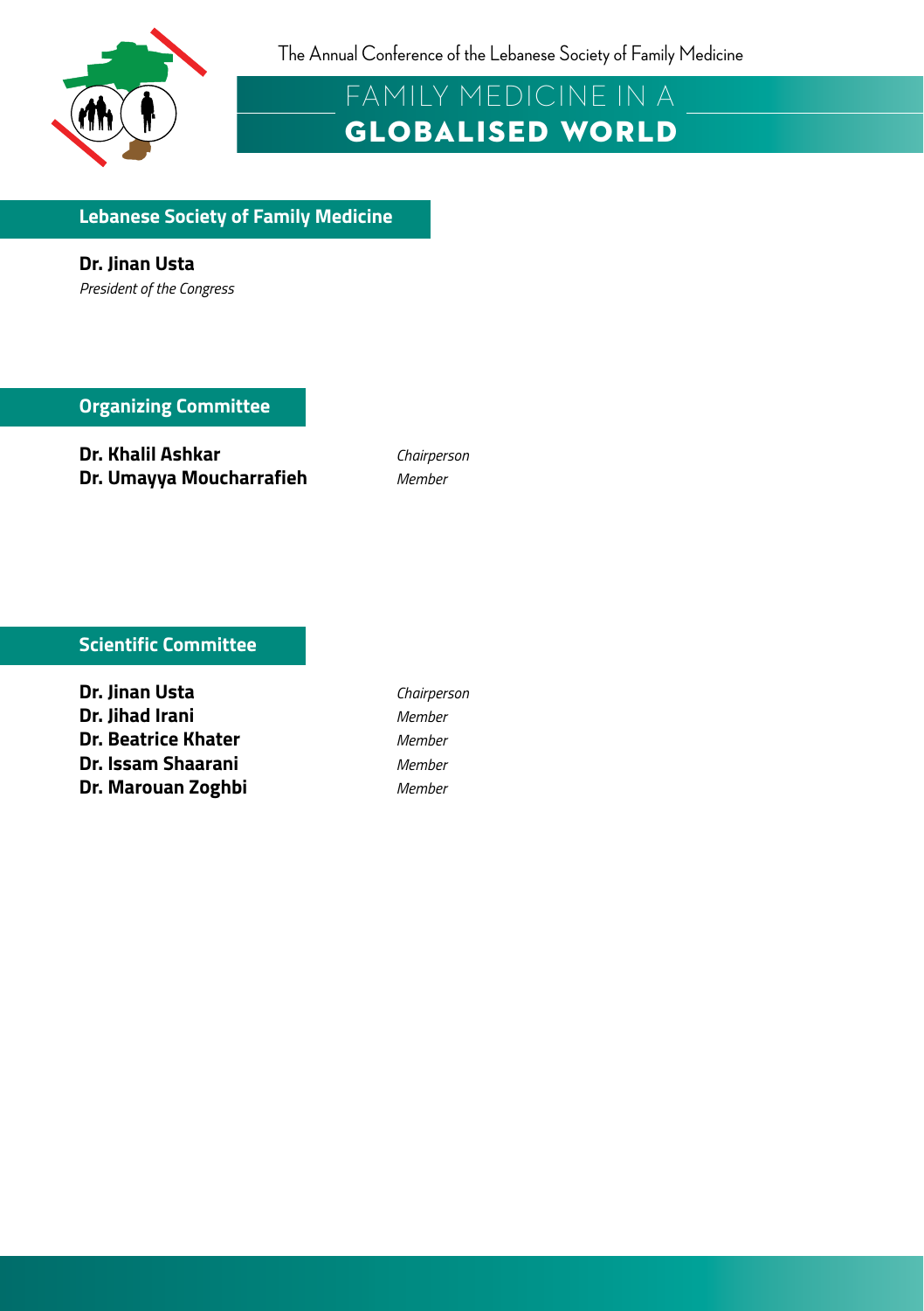## Lebanese Society of Family Medicine

**Dr. Jinan Usta**
*President of the Congress*

## Organizing Committee

| | |
|---|---|
| **Dr. Khalil Ashkar** | *Chairperson* |
| **Dr. Umayya Moucharrafieh** | *Member* |

## Scientific Committee

| | |
|---|---|
| **Dr. Jinan Usta** | *Chairperson* |
| **Dr. Jihad Irani** | *Member* |
| **Dr. Beatrice Khater** | *Member* |
| **Dr. Issam Shaarani** | *Member* |
| **Dr. Marouan Zoghbi** | *Member* |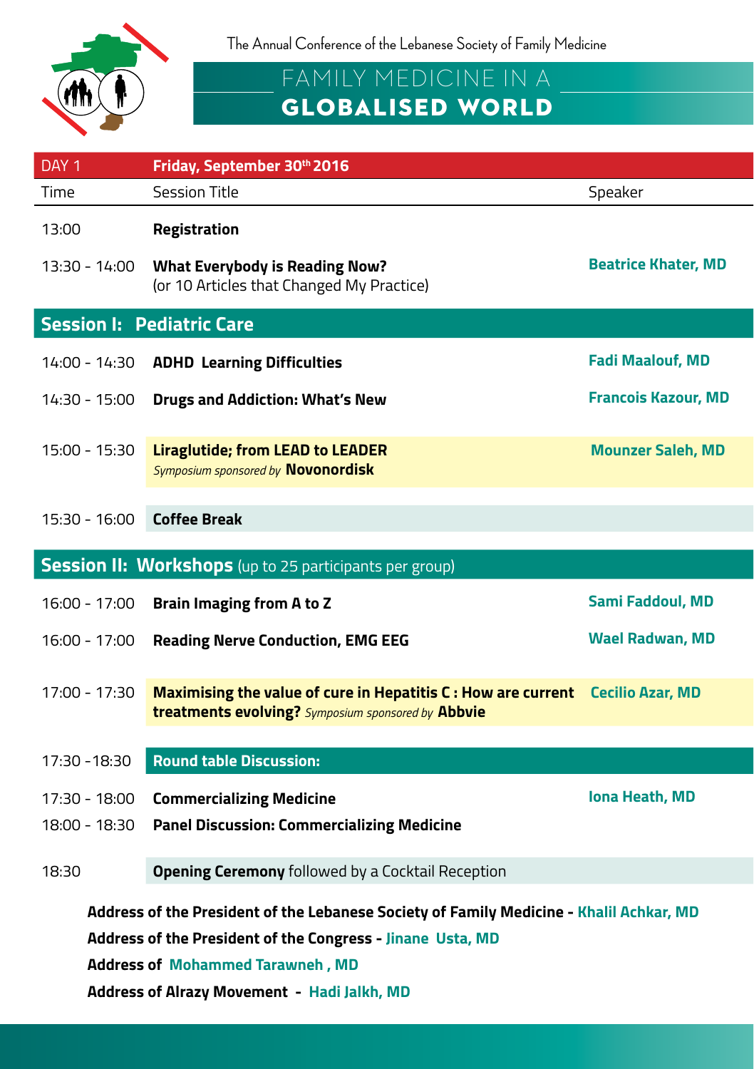The Annual Conference of the Lebanese Society of Family Medicine

# FAMILY MEDICINE IN A GLOBALISED WORLD

| DAY 1 | Friday, September 30th 2016 | |
|---|---|---|
| Time | Session Title | Speaker |
| 13:00 | **Registration** | |
| 13:30 - 14:00 | **What Everybody is Reading Now?** (or 10 Articles that Changed My Practice) | **Beatrice Khater, MD** |
| **Session I: Pediatric Care** | | |
| 14:00 - 14:30 | **ADHD Learning Difficulties** | **Fadi Maalouf, MD** |
| 14:30 - 15:00 | **Drugs and Addiction: What's New** | **Francois Kazour, MD** |
| 15:00 - 15:30 | **Liraglutide; from LEAD to LEADER** *Symposium sponsored by* **Novonordisk** | **Mounzer Saleh, MD** |
| 15:30 - 16:00 | **Coffee Break** | |
| **Session II: Workshops** (up to 25 participants per group) | | |
| 16:00 - 17:00 | **Brain Imaging from A to Z** | **Sami Faddoul, MD** |
| 16:00 - 17:00 | **Reading Nerve Conduction, EMG EEG** | **Wael Radwan, MD** |
| 17:00 - 17:30 | **Maximising the value of cure in Hepatitis C : How are current treatments evolving?** *Symposium sponsored by* **Abbvie** | **Cecilio Azar, MD** |
| 17:30 -18:30 | **Round table Discussion:** | |
| 17:30 - 18:00 | **Commercializing Medicine** | **Iona Heath, MD** |
| 18:00 - 18:30 | **Panel Discussion: Commercializing Medicine** | |
| 18:30 | **Opening Ceremony** followed by a Cocktail Reception | |

**Address of the President of the Lebanese Society of Family Medicine - Khalil Achkar, MD**

**Address of the President of the Congress - Jinane Usta, MD**

**Address of Mohammed Tarawneh , MD**

**Address of Alrazy Movement - Hadi Jalkh, MD**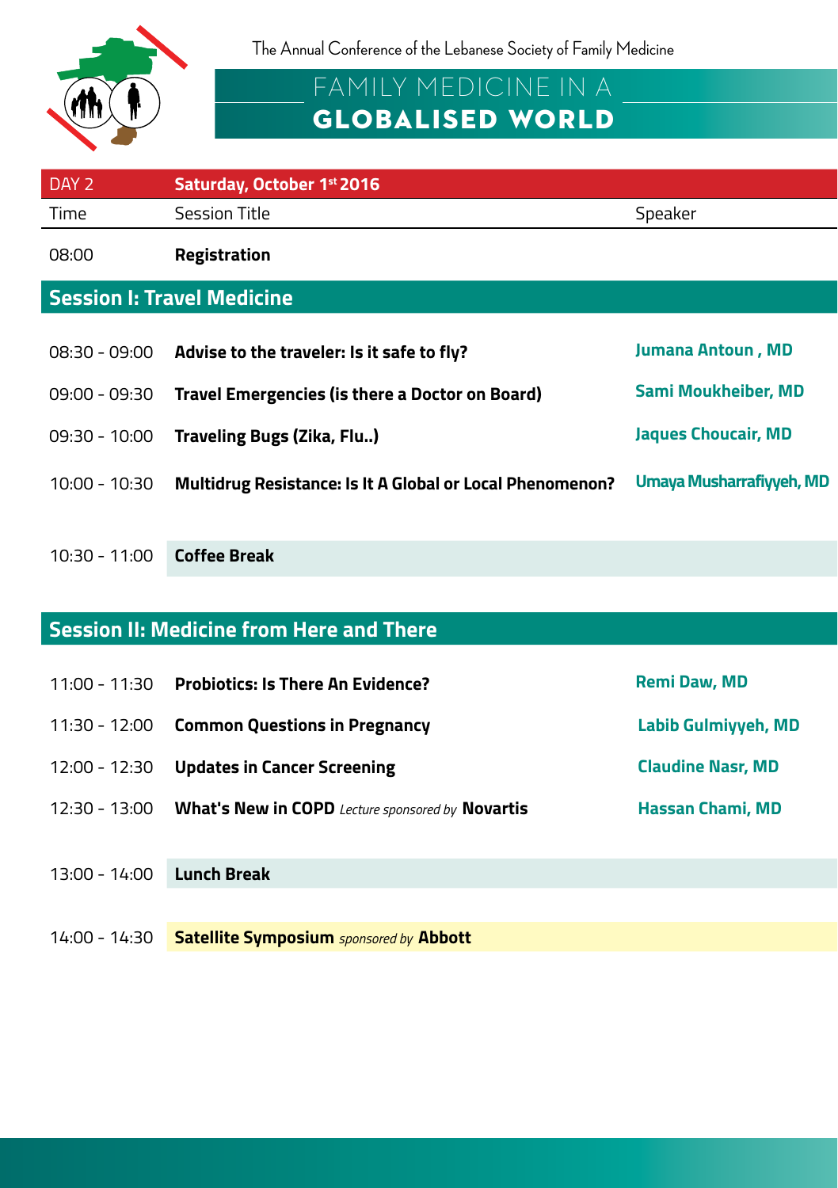The Annual Conference of the Lebanese Society of Family Medicine

# FAMILY MEDICINE IN A GLOBALISED WORLD

| DAY 2 | Saturday, October 1st 2016 | |
|---|---|---|
| Time | Session Title | Speaker |
| 08:00 | **Registration** | |
| **Session I: Travel Medicine** | | |
| 08:30 - 09:00 | **Advise to the traveler: Is it safe to fly?** | **Jumana Antoun , MD** |
| 09:00 - 09:30 | **Travel Emergencies (is there a Doctor on Board)** | **Sami Moukheiber, MD** |
| 09:30 - 10:00 | **Traveling Bugs (Zika, Flu..)** | **Jaques Choucair, MD** |
| 10:00 - 10:30 | **Multidrug Resistance: Is It A Global or Local Phenomenon?** | **Umaya Musharrafiyyeh, MD** |
| 10:30 - 11:00 | **Coffee Break** | |
| **Session II: Medicine from Here and There** | | |
| 11:00 - 11:30 | **Probiotics: Is There An Evidence?** | **Remi Daw, MD** |
| 11:30 - 12:00 | **Common Questions in Pregnancy** | **Labib Gulmiyyeh, MD** |
| 12:00 - 12:30 | **Updates in Cancer Screening** | **Claudine Nasr, MD** |
| 12:30 - 13:00 | **What's New in COPD** *Lecture sponsored by* **Novartis** | **Hassan Chami, MD** |
| 13:00 - 14:00 | **Lunch Break** | |
| 14:00 - 14:30 | **Satellite Symposium** *sponsored by* **Abbott** | |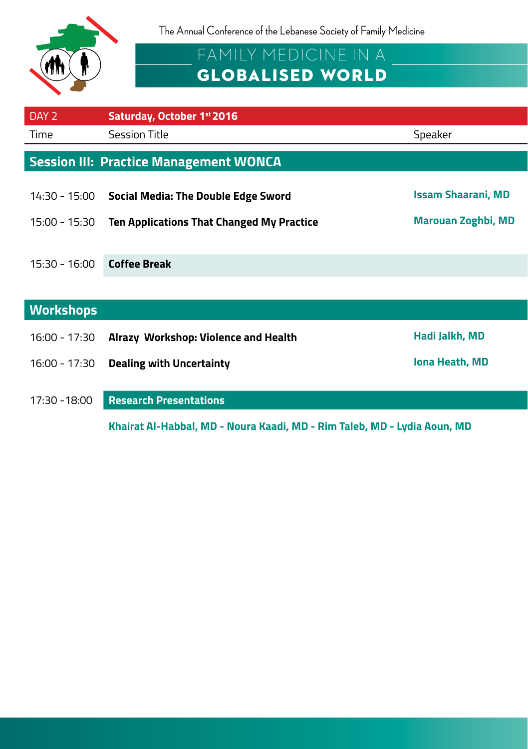The Annual Conference of the Lebanese Society of Family Medicine

# FAMILY MEDICINE IN A GLOBALISED WORLD

| DAY 2 | **Saturday, October 1st 2016** | |
|---|---|---|
| Time | Session Title | Speaker |

## Session III: Practice Management WONCA

| Time | Session Title | Speaker |
|---|---|---|
| 14:30 - 15:00 | **Social Media: The Double Edge Sword** | **Issam Shaarani, MD** |
| 15:00 - 15:30 | **Ten Applications That Changed My Practice** | **Marouan Zoghbi, MD** |
| 15:30 - 16:00 | **Coffee Break** | |

## Workshops

| Time | Session Title | Speaker |
|---|---|---|
| 16:00 - 17:30 | **Alrazy Workshop: Violence and Health** | **Hadi Jalkh, MD** |
| 16:00 - 17:30 | **Dealing with Uncertainty** | **Iona Heath, MD** |
| 17:30 -18:00 | **Research Presentations** | |

**Khairat Al-Habbal, MD - Noura Kaadi, MD - Rim Taleb, MD - Lydia Aoun, MD**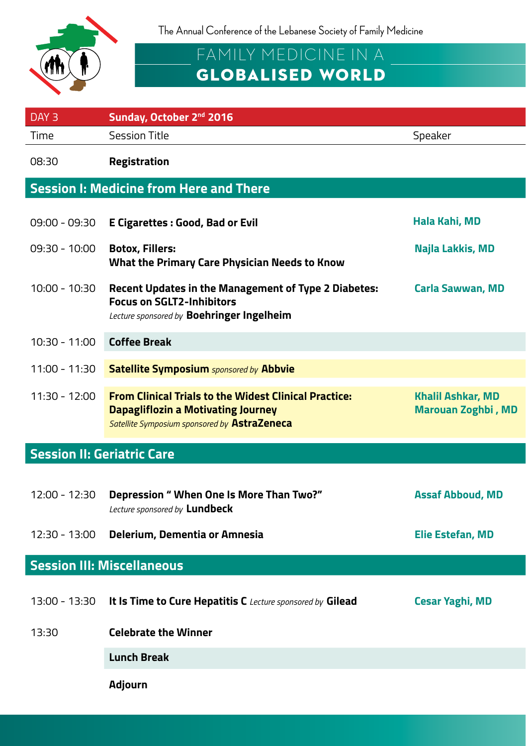The Annual Conference of the Lebanese Society of Family Medicine

# FAMILY MEDICINE IN A GLOBALISED WORLD

| DAY 3 | **Sunday, October 2nd 2016** | |
|---|---|---|
| Time | Session Title | Speaker |
| 08:30 | **Registration** | |
| **Session I: Medicine from Here and There** | | |
| 09:00 - 09:30 | **E Cigarettes : Good, Bad or Evil** | **Hala Kahi, MD** |
| 09:30 - 10:00 | **Botox, Fillers: What the Primary Care Physician Needs to Know** | **Najla Lakkis, MD** |
| 10:00 - 10:30 | **Recent Updates in the Management of Type 2 Diabetes: Focus on SGLT2-Inhibitors** *Lecture sponsored by* **Boehringer Ingelheim** | **Carla Sawwan, MD** |
| 10:30 - 11:00 | **Coffee Break** | |
| 11:00 - 11:30 | **Satellite Symposium** *sponsored by* **Abbvie** | |
| 11:30 - 12:00 | **From Clinical Trials to the Widest Clinical Practice: Dapagliflozin a Motivating Journey** *Satellite Symposium sponsored by* **AstraZeneca** | **Khalil Ashkar, MD** **Marouan Zoghbi , MD** |
| **Session II: Geriatric Care** | | |
| 12:00 - 12:30 | **Depression " When One Is More Than Two?"** *Lecture sponsored by* **Lundbeck** | **Assaf Abboud, MD** |
| 12:30 - 13:00 | **Delerium, Dementia or Amnesia** | **Elie Estefan, MD** |
| **Session III: Miscellaneous** | | |
| 13:00 - 13:30 | **It Is Time to Cure Hepatitis C** *Lecture sponsored by* **Gilead** | **Cesar Yaghi, MD** |
| 13:30 | **Celebrate the Winner** | |
| | **Lunch Break** | |
| | **Adjourn** | |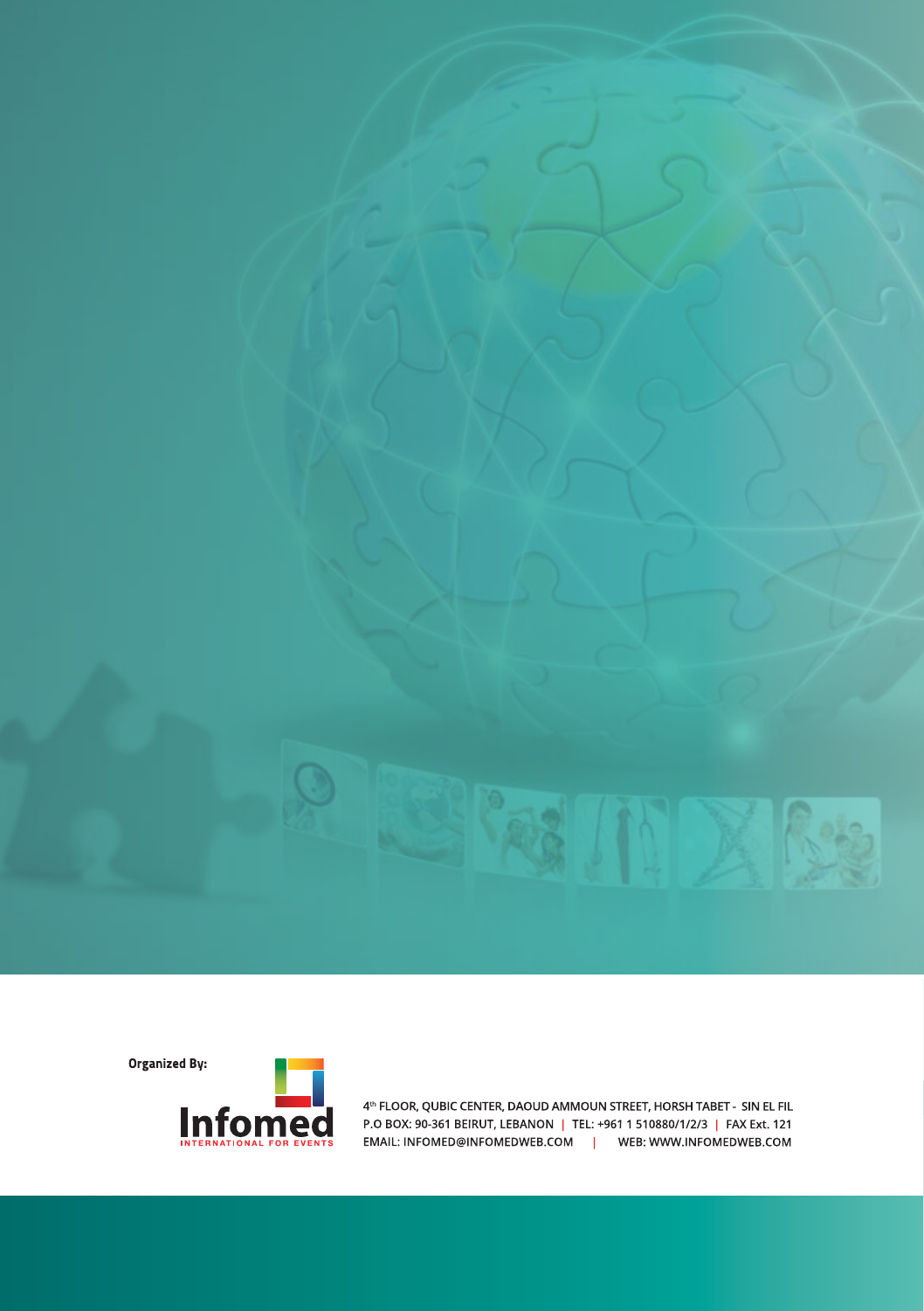Organized By:

Infomed
INTERNATIONAL FOR EVENTS

4th FLOOR, QUBIC CENTER, DAOUD AMMOUN STREET, HORSH TABET - SIN EL FIL
P.O BOX: 90-361 BEIRUT, LEBANON | TEL: +961 1 510880/1/2/3 | FAX Ext. 121
EMAIL: INFOMED@INFOMEDWEB.COM | WEB: WWW.INFOMEDWEB.COM